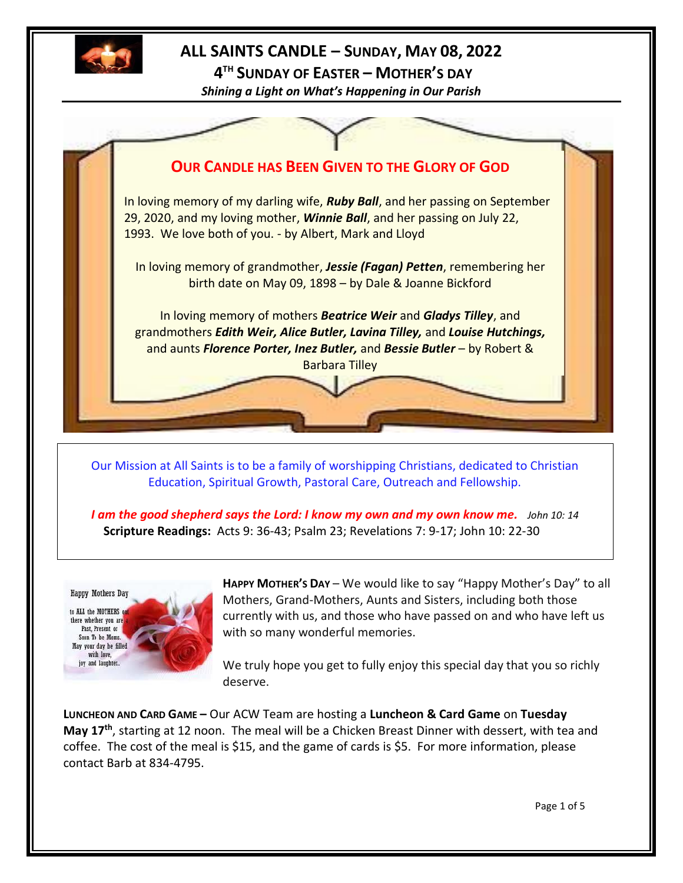# ALL SAINTS CANDLE – SUNDAY, MAY 08, 2022

## 4TH SUNDAY OF EASTER – MOTHER'S DAY

*Shining a Light on What's Happening in Our Parish*

## OUR CANDLE HAS BEEN GIVEN TO THE GLORY OF GOD

In loving memory of my darling wife, ***Ruby Ball***, and her passing on September 29, 2020, and my loving mother, ***Winnie Ball***, and her passing on July 22, 1993. We love both of you. - by Albert, Mark and Lloyd

In loving memory of grandmother, ***Jessie (Fagan) Petten***, remembering her birth date on May 09, 1898 – by Dale & Joanne Bickford

In loving memory of mothers ***Beatrice Weir*** and ***Gladys Tilley***, and grandmothers ***Edith Weir, Alice Butler, Lavina Tilley,*** and ***Louise Hutchings,*** and aunts ***Florence Porter, Inez Butler,*** and ***Bessie Butler*** – by Robert & Barbara Tilley

Our Mission at All Saints is to be a family of worshipping Christians, dedicated to Christian Education, Spiritual Growth, Pastoral Care, Outreach and Fellowship.

***I am the good shepherd says the Lord: I know my own and my own know me.*** *John 10: 14*

**Scripture Readings:** Acts 9: 36-43; Psalm 23; Revelations 7: 9-17; John 10: 22-30

Happy Mothers Day to ALL the MOTHERS out there whether you are a Past, Present or Soon To be Moms. May your day be filled with love, joy and laughter..

**HAPPY MOTHER'S DAY** – We would like to say "Happy Mother's Day" to all Mothers, Grand-Mothers, Aunts and Sisters, including both those currently with us, and those who have passed on and who have left us with so many wonderful memories.

We truly hope you get to fully enjoy this special day that you so richly deserve.

**LUNCHEON AND CARD GAME –** Our ACW Team are hosting a **Luncheon & Card Game** on **Tuesday May 17th**, starting at 12 noon. The meal will be a Chicken Breast Dinner with dessert, with tea and coffee. The cost of the meal is $15, and the game of cards is $5. For more information, please contact Barb at 834-4795.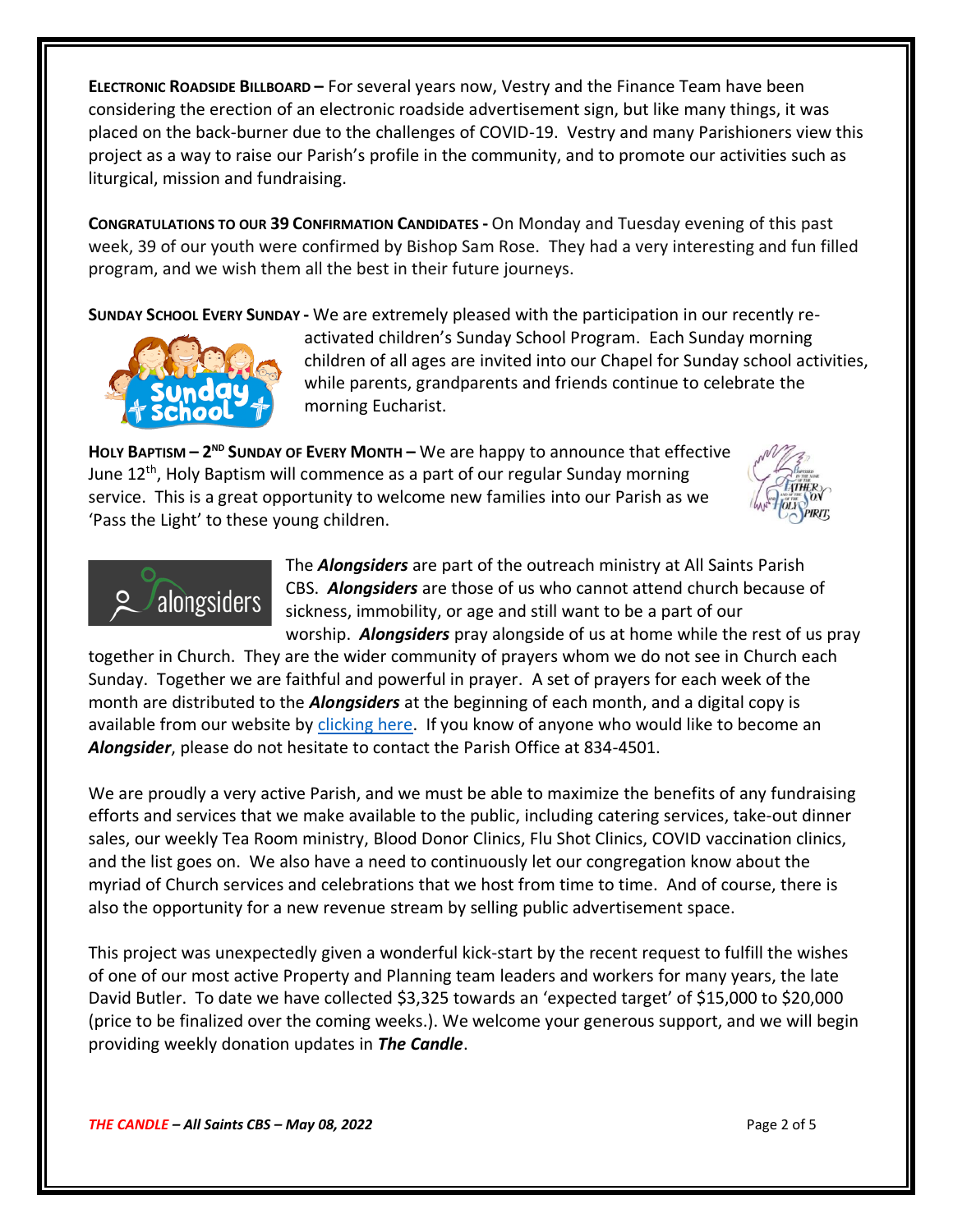**ELECTRONIC ROADSIDE BILLBOARD –** For several years now, Vestry and the Finance Team have been considering the erection of an electronic roadside advertisement sign, but like many things, it was placed on the back-burner due to the challenges of COVID-19. Vestry and many Parishioners view this project as a way to raise our Parish's profile in the community, and to promote our activities such as liturgical, mission and fundraising.

**CONGRATULATIONS TO OUR 39 CONFIRMATION CANDIDATES -** On Monday and Tuesday evening of this past week, 39 of our youth were confirmed by Bishop Sam Rose. They had a very interesting and fun filled program, and we wish them all the best in their future journeys.

**SUNDAY SCHOOL EVERY SUNDAY -** We are extremely pleased with the participation in our recently re-activated children's Sunday School Program. Each Sunday morning children of all ages are invited into our Chapel for Sunday school activities, while parents, grandparents and friends continue to celebrate the morning Eucharist.

**HOLY BAPTISM – 2ND SUNDAY OF EVERY MONTH –** We are happy to announce that effective June 12th, Holy Baptism will commence as a part of our regular Sunday morning service. This is a great opportunity to welcome new families into our Parish as we 'Pass the Light' to these young children.

The ***Alongsiders*** are part of the outreach ministry at All Saints Parish CBS. ***Alongsiders*** are those of us who cannot attend church because of sickness, immobility, or age and still want to be a part of our worship. ***Alongsiders*** pray alongside of us at home while the rest of us pray together in Church. They are the wider community of prayers whom we do not see in Church each Sunday. Together we are faithful and powerful in prayer. A set of prayers for each week of the month are distributed to the ***Alongsiders*** at the beginning of each month, and a digital copy is available from our website by clicking here. If you know of anyone who would like to become an ***Alongsider***, please do not hesitate to contact the Parish Office at 834-4501.

We are proudly a very active Parish, and we must be able to maximize the benefits of any fundraising efforts and services that we make available to the public, including catering services, take-out dinner sales, our weekly Tea Room ministry, Blood Donor Clinics, Flu Shot Clinics, COVID vaccination clinics, and the list goes on. We also have a need to continuously let our congregation know about the myriad of Church services and celebrations that we host from time to time. And of course, there is also the opportunity for a new revenue stream by selling public advertisement space.

This project was unexpectedly given a wonderful kick-start by the recent request to fulfill the wishes of one of our most active Property and Planning team leaders and workers for many years, the late David Butler. To date we have collected $3,325 towards an 'expected target' of $15,000 to $20,000 (price to be finalized over the coming weeks.). We welcome your generous support, and we will begin providing weekly donation updates in ***The Candle***.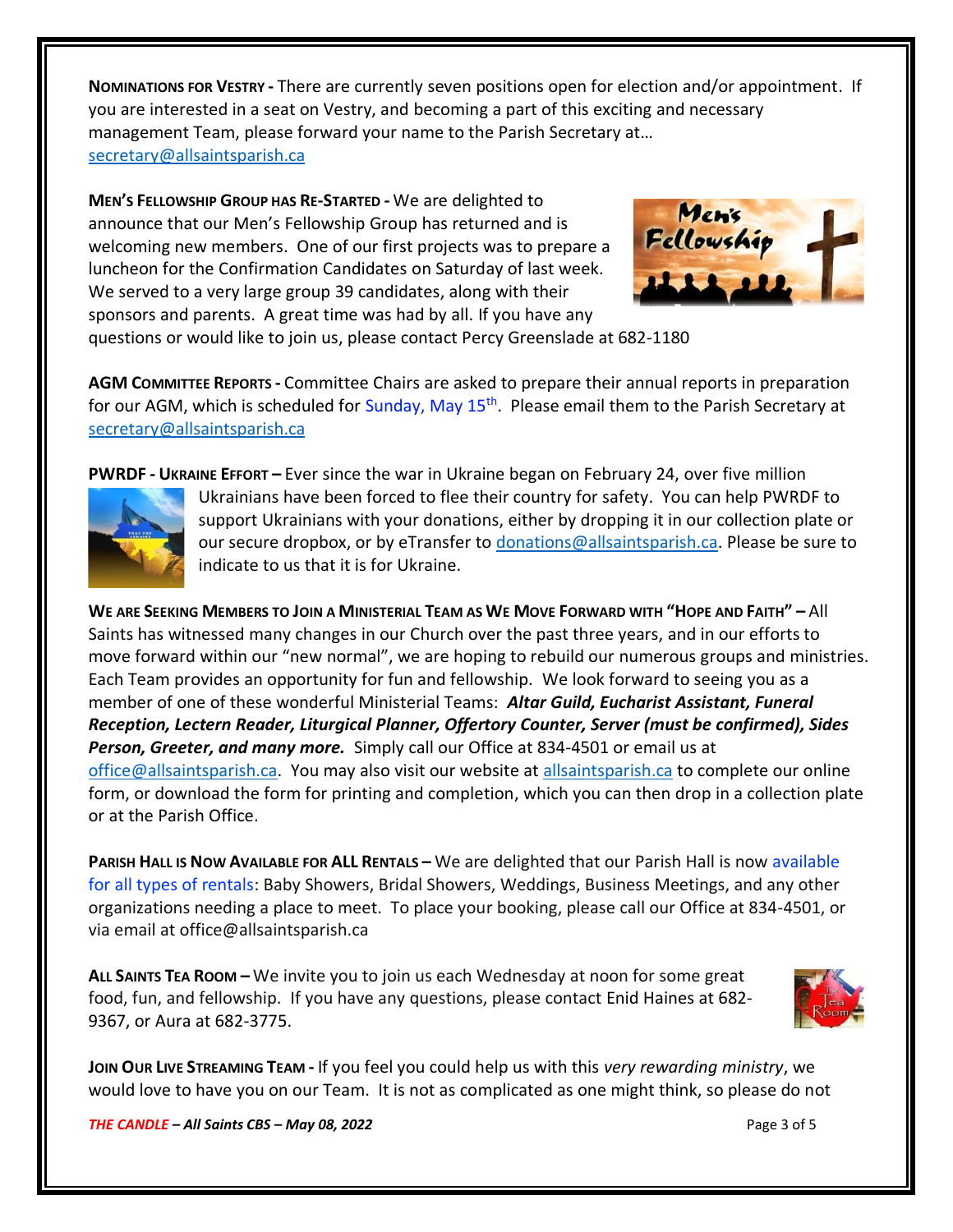**NOMINATIONS FOR VESTRY -** There are currently seven positions open for election and/or appointment. If you are interested in a seat on Vestry, and becoming a part of this exciting and necessary management Team, please forward your name to the Parish Secretary at… secretary@allsaintsparish.ca

**MEN'S FELLOWSHIP GROUP HAS RE-STARTED -** We are delighted to announce that our Men's Fellowship Group has returned and is welcoming new members. One of our first projects was to prepare a luncheon for the Confirmation Candidates on Saturday of last week. We served to a very large group 39 candidates, along with their sponsors and parents. A great time was had by all. If you have any questions or would like to join us, please contact Percy Greenslade at 682-1180

**AGM COMMITTEE REPORTS -** Committee Chairs are asked to prepare their annual reports in preparation for our AGM, which is scheduled for Sunday, May 15th. Please email them to the Parish Secretary at secretary@allsaintsparish.ca

**PWRDF - UKRAINE EFFORT –** Ever since the war in Ukraine began on February 24, over five million Ukrainians have been forced to flee their country for safety. You can help PWRDF to support Ukrainians with your donations, either by dropping it in our collection plate or our secure dropbox, or by eTransfer to donations@allsaintsparish.ca. Please be sure to indicate to us that it is for Ukraine.

**WE ARE SEEKING MEMBERS TO JOIN A MINISTERIAL TEAM AS WE MOVE FORWARD WITH "HOPE AND FAITH" –** All Saints has witnessed many changes in our Church over the past three years, and in our efforts to move forward within our "new normal", we are hoping to rebuild our numerous groups and ministries. Each Team provides an opportunity for fun and fellowship. We look forward to seeing you as a member of one of these wonderful Ministerial Teams: ***Altar Guild, Eucharist Assistant, Funeral Reception, Lectern Reader, Liturgical Planner, Offertory Counter, Server (must be confirmed), Sides Person, Greeter, and many more.*** Simply call our Office at 834-4501 or email us at office@allsaintsparish.ca. You may also visit our website at allsaintsparish.ca to complete our online form, or download the form for printing and completion, which you can then drop in a collection plate or at the Parish Office.

**PARISH HALL IS NOW AVAILABLE FOR ALL RENTALS –** We are delighted that our Parish Hall is now available for all types of rentals: Baby Showers, Bridal Showers, Weddings, Business Meetings, and any other organizations needing a place to meet. To place your booking, please call our Office at 834-4501, or via email at office@allsaintsparish.ca

**ALL SAINTS TEA ROOM –** We invite you to join us each Wednesday at noon for some great food, fun, and fellowship. If you have any questions, please contact Enid Haines at 682-9367, or Aura at 682-3775.

**JOIN OUR LIVE STREAMING TEAM -** If you feel you could help us with this *very rewarding ministry*, we would love to have you on our Team. It is not as complicated as one might think, so please do not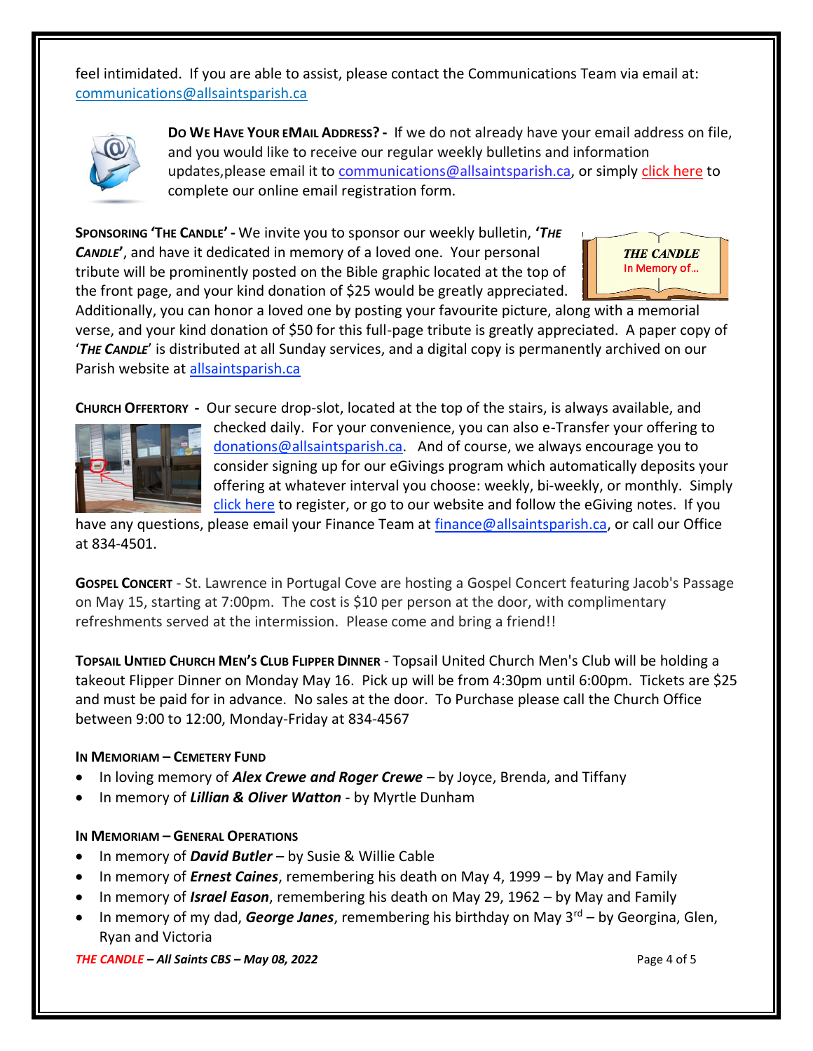feel intimidated. If you are able to assist, please contact the Communications Team via email at: communications@allsaintsparish.ca

**DO WE HAVE YOUR EMAIL ADDRESS? -** If we do not already have your email address on file, and you would like to receive our regular weekly bulletins and information updates,please email it to communications@allsaintsparish.ca, or simply click here to complete our online email registration form.

**SPONSORING 'THE CANDLE' -** We invite you to sponsor our weekly bulletin, **'*THE CANDLE*'**, and have it dedicated in memory of a loved one. Your personal tribute will be prominently posted on the Bible graphic located at the top of the front page, and your kind donation of $25 would be greatly appreciated. Additionally, you can honor a loved one by posting your favourite picture, along with a memorial verse, and your kind donation of $50 for this full-page tribute is greatly appreciated. A paper copy of '***THE CANDLE***' is distributed at all Sunday services, and a digital copy is permanently archived on our Parish website at allsaintsparish.ca

**CHURCH OFFERTORY -** Our secure drop-slot, located at the top of the stairs, is always available, and checked daily. For your convenience, you can also e-Transfer your offering to donations@allsaintsparish.ca. And of course, we always encourage you to consider signing up for our eGivings program which automatically deposits your offering at whatever interval you choose: weekly, bi-weekly, or monthly. Simply click here to register, or go to our website and follow the eGiving notes. If you have any questions, please email your Finance Team at finance@allsaintsparish.ca, or call our Office at 834-4501.

**GOSPEL CONCERT** - St. Lawrence in Portugal Cove are hosting a Gospel Concert featuring Jacob's Passage on May 15, starting at 7:00pm. The cost is $10 per person at the door, with complimentary refreshments served at the intermission. Please come and bring a friend!!

**TOPSAIL UNTIED CHURCH MEN'S CLUB FLIPPER DINNER** - Topsail United Church Men's Club will be holding a takeout Flipper Dinner on Monday May 16. Pick up will be from 4:30pm until 6:00pm. Tickets are $25 and must be paid for in advance. No sales at the door. To Purchase please call the Church Office between 9:00 to 12:00, Monday-Friday at 834-4567

**IN MEMORIAM – CEMETERY FUND**

- In loving memory of ***Alex Crewe and Roger Crewe*** – by Joyce, Brenda, and Tiffany
- In memory of ***Lillian & Oliver Watton*** - by Myrtle Dunham

**IN MEMORIAM – GENERAL OPERATIONS**

- In memory of ***David Butler*** – by Susie & Willie Cable
- In memory of ***Ernest Caines***, remembering his death on May 4, 1999 – by May and Family
- In memory of ***Israel Eason***, remembering his death on May 29, 1962 – by May and Family
- In memory of my dad, ***George Janes***, remembering his birthday on May 3rd – by Georgina, Glen, Ryan and Victoria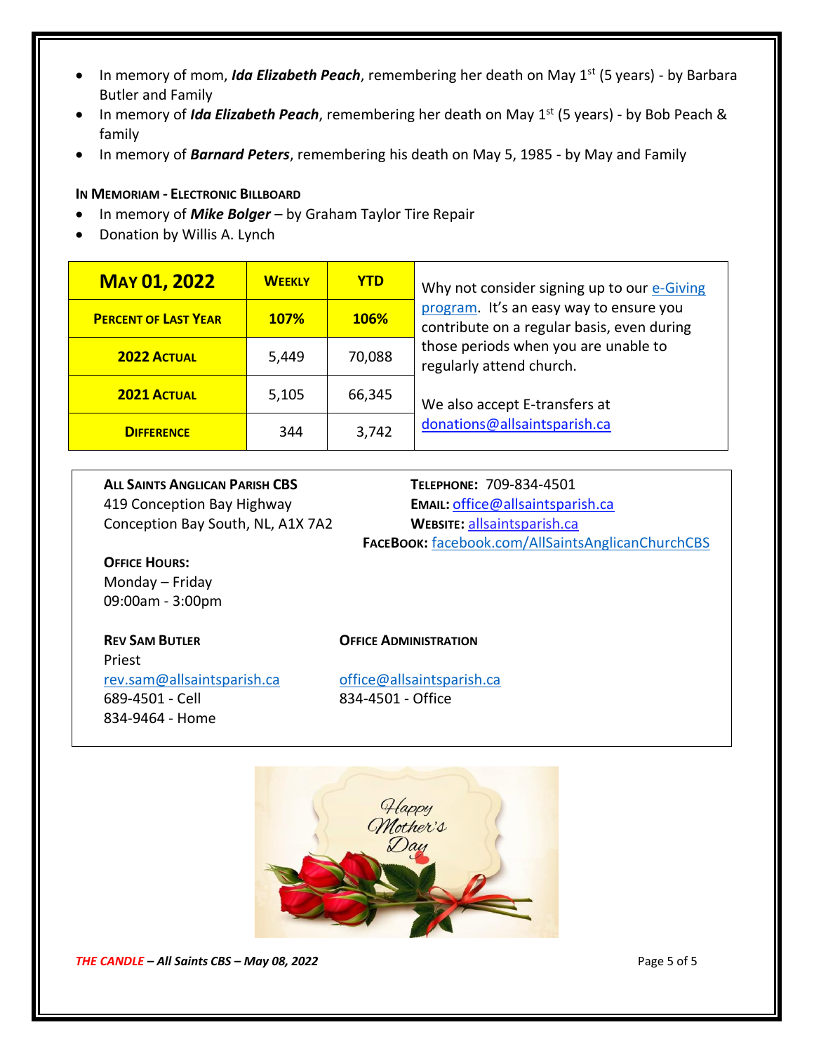- In memory of mom, ***Ida Elizabeth Peach***, remembering her death on May 1st (5 years) - by Barbara Butler and Family
- In memory of ***Ida Elizabeth Peach***, remembering her death on May 1st (5 years) - by Bob Peach & family
- In memory of ***Barnard Peters***, remembering his death on May 5, 1985 - by May and Family

**In Memoriam - Electronic Billboard**

- In memory of ***Mike Bolger*** – by Graham Taylor Tire Repair
- Donation by Willis A. Lynch

| **May 01, 2022** | **Weekly** | **YTD** |
|---|---|---|
| **Percent of Last Year** | **107%** | **106%** |
| **2022 Actual** | 5,449 | 70,088 |
| **2021 Actual** | 5,105 | 66,345 |
| **Difference** | 344 | 3,742 |

Why not consider signing up to our e-Giving program. It's an easy way to ensure you contribute on a regular basis, even during those periods when you are unable to regularly attend church.

We also accept E-transfers at donations@allsaintsparish.ca

**All Saints Anglican Parish CBS**
419 Conception Bay Highway
Conception Bay South, NL, A1X 7A2

**Telephone:** 709-834-4501
**Email:** office@allsaintsparish.ca
**Website:** allsaintsparish.ca
**FaceBook:** facebook.com/AllSaintsAnglicanChurchCBS

**Office Hours:**
Monday – Friday
09:00am - 3:00pm

**Rev Sam Butler**
Priest
rev.sam@allsaintsparish.ca
689-4501 - Cell
834-9464 - Home

**Office Administration**
office@allsaintsparish.ca
834-4501 - Office